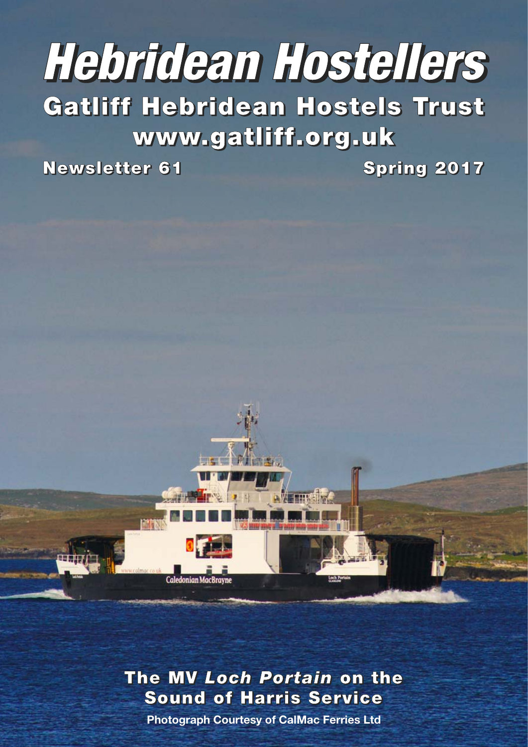# Hebridean Hostellers

## Gatliff Hebridean Hostels Trust

**www.gatliff.org.uk**

**Newsletter 61** **Spring 2017**

**The MV *Loch Portain* on the Sound of Harris Service**

**Photograph Courtesy of CalMac Ferries Ltd**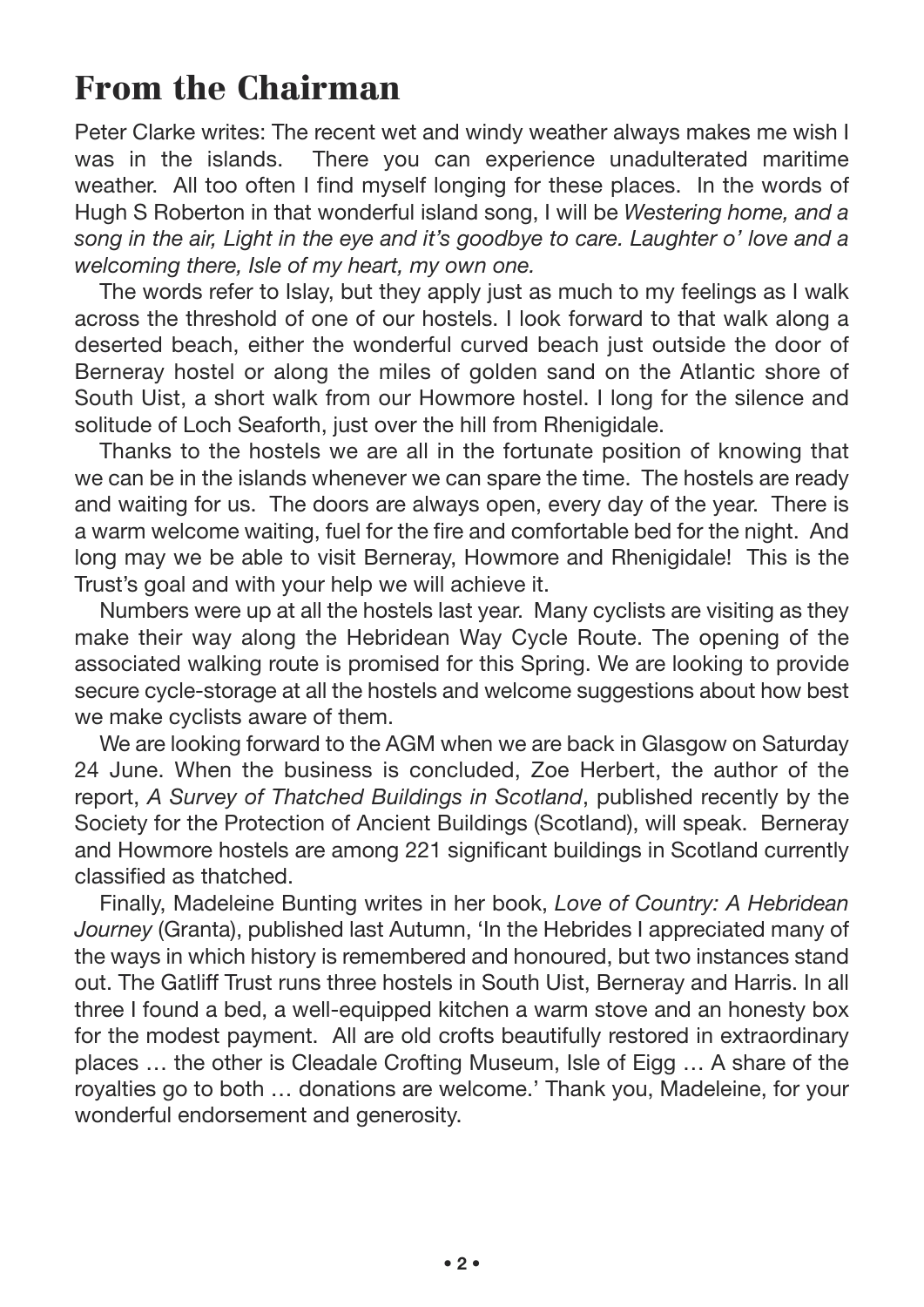# From the Chairman

Peter Clarke writes: The recent wet and windy weather always makes me wish I was in the islands. There you can experience unadulterated maritime weather. All too often I find myself longing for these places. In the words of Hugh S Roberton in that wonderful island song, I will be *Westering home, and a song in the air, Light in the eye and it's goodbye to care. Laughter o' love and a welcoming there, Isle of my heart, my own one.*

The words refer to Islay, but they apply just as much to my feelings as I walk across the threshold of one of our hostels. I look forward to that walk along a deserted beach, either the wonderful curved beach just outside the door of Berneray hostel or along the miles of golden sand on the Atlantic shore of South Uist, a short walk from our Howmore hostel. I long for the silence and solitude of Loch Seaforth, just over the hill from Rhenigidale.

Thanks to the hostels we are all in the fortunate position of knowing that we can be in the islands whenever we can spare the time. The hostels are ready and waiting for us. The doors are always open, every day of the year. There is a warm welcome waiting, fuel for the fire and comfortable bed for the night. And long may we be able to visit Berneray, Howmore and Rhenigidale! This is the Trust's goal and with your help we will achieve it.

Numbers were up at all the hostels last year. Many cyclists are visiting as they make their way along the Hebridean Way Cycle Route. The opening of the associated walking route is promised for this Spring. We are looking to provide secure cycle-storage at all the hostels and welcome suggestions about how best we make cyclists aware of them.

We are looking forward to the AGM when we are back in Glasgow on Saturday 24 June. When the business is concluded, Zoe Herbert, the author of the report, *A Survey of Thatched Buildings in Scotland*, published recently by the Society for the Protection of Ancient Buildings (Scotland), will speak. Berneray and Howmore hostels are among 221 significant buildings in Scotland currently classified as thatched.

Finally, Madeleine Bunting writes in her book, *Love of Country: A Hebridean Journey* (Granta), published last Autumn, 'In the Hebrides I appreciated many of the ways in which history is remembered and honoured, but two instances stand out. The Gatliff Trust runs three hostels in South Uist, Berneray and Harris. In all three I found a bed, a well-equipped kitchen a warm stove and an honesty box for the modest payment. All are old crofts beautifully restored in extraordinary places … the other is Cleadale Crofting Museum, Isle of Eigg … A share of the royalties go to both … donations are welcome.' Thank you, Madeleine, for your wonderful endorsement and generosity.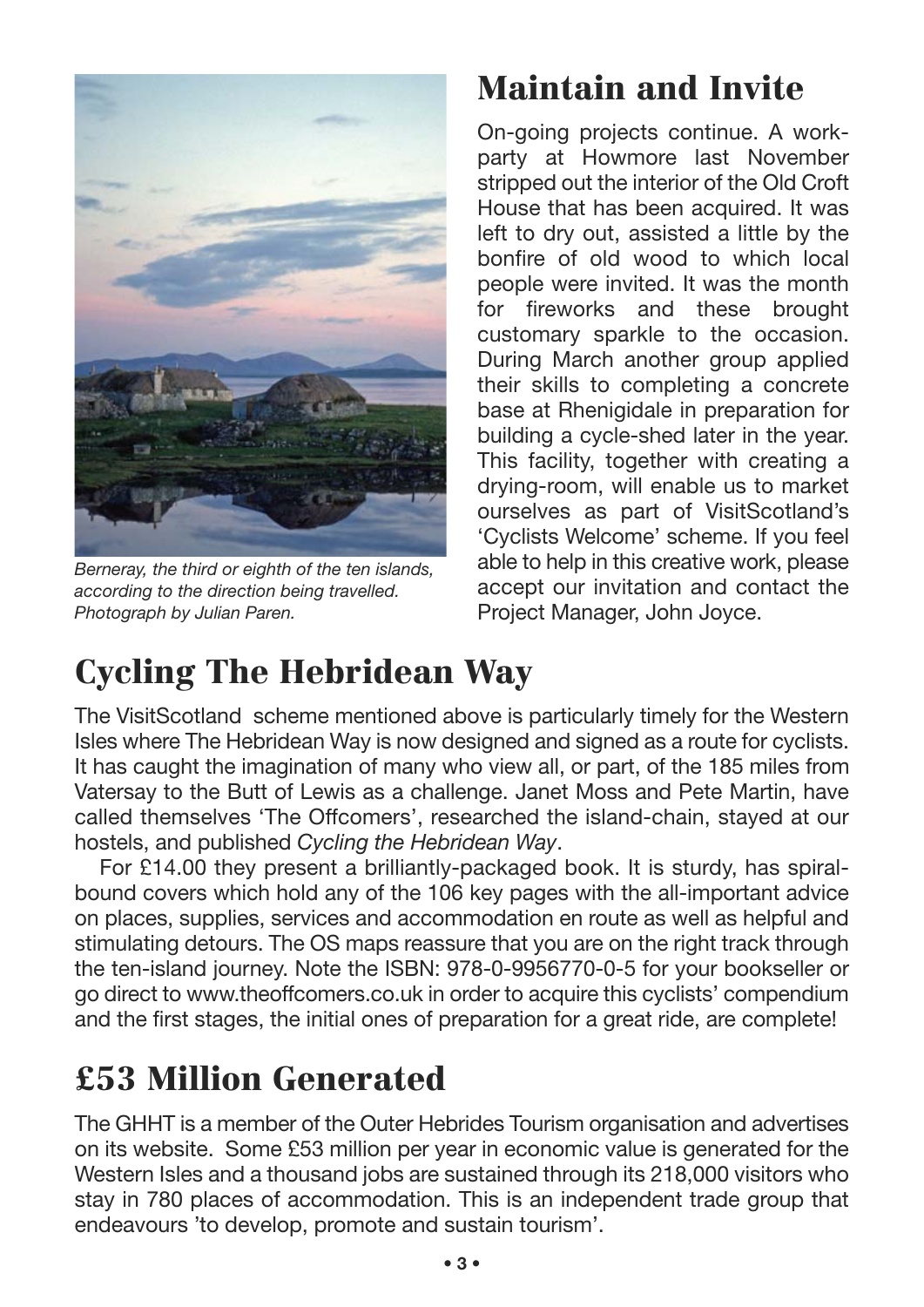Berneray, the third or eighth of the ten islands, according to the direction being travelled. Photograph by Julian Paren.

## Maintain and Invite

On-going projects continue. A work-party at Howmore last November stripped out the interior of the Old Croft House that has been acquired. It was left to dry out, assisted a little by the bonfire of old wood to which local people were invited. It was the month for fireworks and these brought customary sparkle to the occasion. During March another group applied their skills to completing a concrete base at Rhenigidale in preparation for building a cycle-shed later in the year. This facility, together with creating a drying-room, will enable us to market ourselves as part of VisitScotland's 'Cyclists Welcome' scheme. If you feel able to help in this creative work, please accept our invitation and contact the Project Manager, John Joyce.

## Cycling The Hebridean Way

The VisitScotland scheme mentioned above is particularly timely for the Western Isles where The Hebridean Way is now designed and signed as a route for cyclists. It has caught the imagination of many who view all, or part, of the 185 miles from Vatersay to the Butt of Lewis as a challenge. Janet Moss and Pete Martin, have called themselves 'The Offcomers', researched the island-chain, stayed at our hostels, and published *Cycling the Hebridean Way*.

For £14.00 they present a brilliantly-packaged book. It is sturdy, has spiral-bound covers which hold any of the 106 key pages with the all-important advice on places, supplies, services and accommodation en route as well as helpful and stimulating detours. The OS maps reassure that you are on the right track through the ten-island journey. Note the ISBN: 978-0-9956770-0-5 for your bookseller or go direct to www.theoffcomers.co.uk in order to acquire this cyclists' compendium and the first stages, the initial ones of preparation for a great ride, are complete!

## £53 Million Generated

The GHHT is a member of the Outer Hebrides Tourism organisation and advertises on its website. Some £53 million per year in economic value is generated for the Western Isles and a thousand jobs are sustained through its 218,000 visitors who stay in 780 places of accommodation. This is an independent trade group that endeavours 'to develop, promote and sustain tourism'.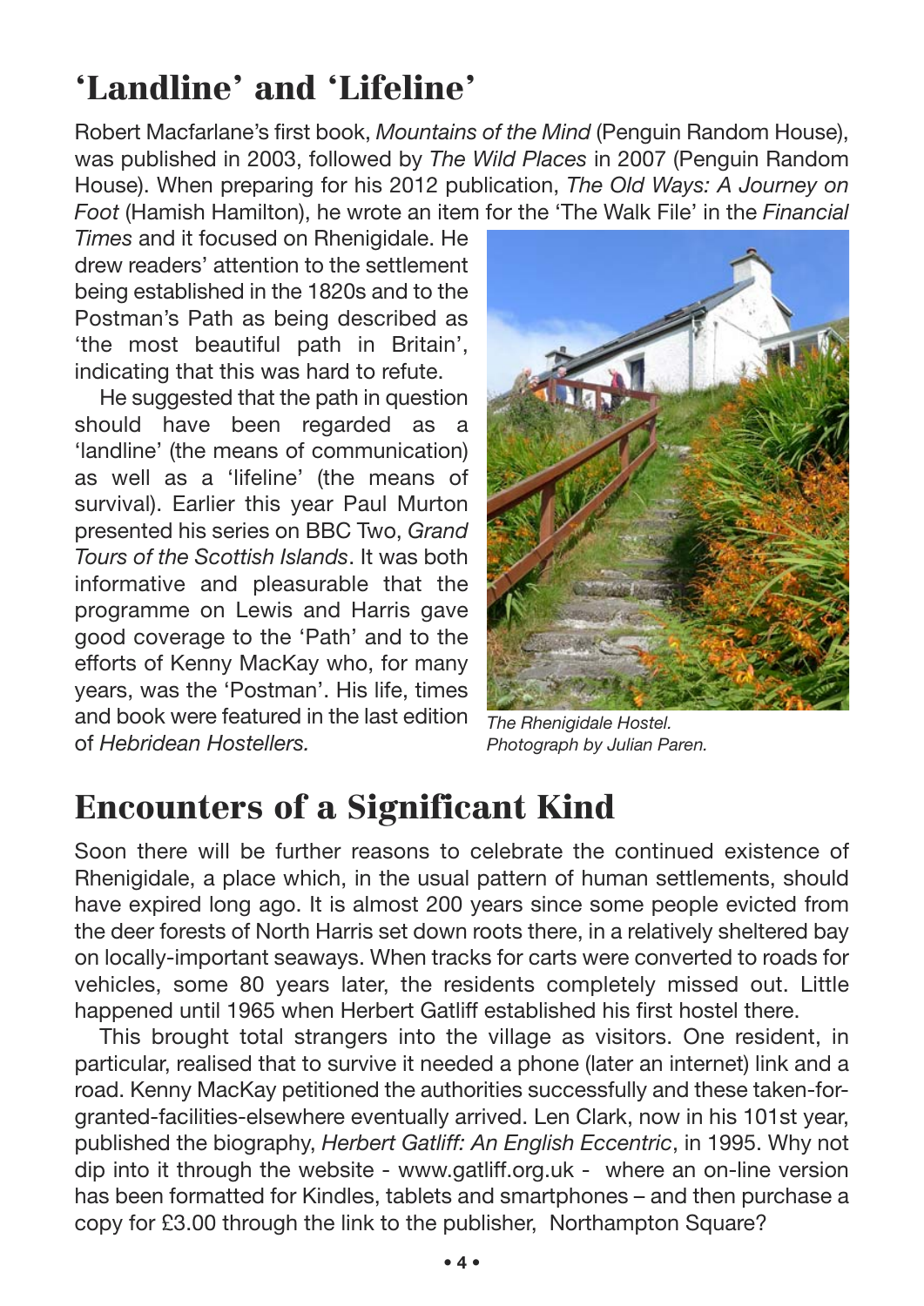## 'Landline' and 'Lifeline'

Robert Macfarlane's first book, *Mountains of the Mind* (Penguin Random House), was published in 2003, followed by *The Wild Places* in 2007 (Penguin Random House). When preparing for his 2012 publication, *The Old Ways: A Journey on Foot* (Hamish Hamilton), he wrote an item for the 'The Walk File' in the *Financial Times* and it focused on Rhenigidale. He drew readers' attention to the settlement being established in the 1820s and to the Postman's Path as being described as 'the most beautiful path in Britain', indicating that this was hard to refute.

He suggested that the path in question should have been regarded as a 'landline' (the means of communication) as well as a 'lifeline' (the means of survival). Earlier this year Paul Murton presented his series on BBC Two, *Grand Tours of the Scottish Islands*. It was both informative and pleasurable that the programme on Lewis and Harris gave good coverage to the 'Path' and to the efforts of Kenny MacKay who, for many years, was the 'Postman'. His life, times and book were featured in the last edition of *Hebridean Hostellers.*

*The Rhenigidale Hostel. Photograph by Julian Paren.*

## Encounters of a Significant Kind

Soon there will be further reasons to celebrate the continued existence of Rhenigidale, a place which, in the usual pattern of human settlements, should have expired long ago. It is almost 200 years since some people evicted from the deer forests of North Harris set down roots there, in a relatively sheltered bay on locally-important seaways. When tracks for carts were converted to roads for vehicles, some 80 years later, the residents completely missed out. Little happened until 1965 when Herbert Gatliff established his first hostel there.

This brought total strangers into the village as visitors. One resident, in particular, realised that to survive it needed a phone (later an internet) link and a road. Kenny MacKay petitioned the authorities successfully and these taken-for-granted-facilities-elsewhere eventually arrived. Len Clark, now in his 101st year, published the biography, *Herbert Gatliff: An English Eccentric*, in 1995. Why not dip into it through the website - www.gatliff.org.uk - where an on-line version has been formatted for Kindles, tablets and smartphones – and then purchase a copy for £3.00 through the link to the publisher, Northampton Square?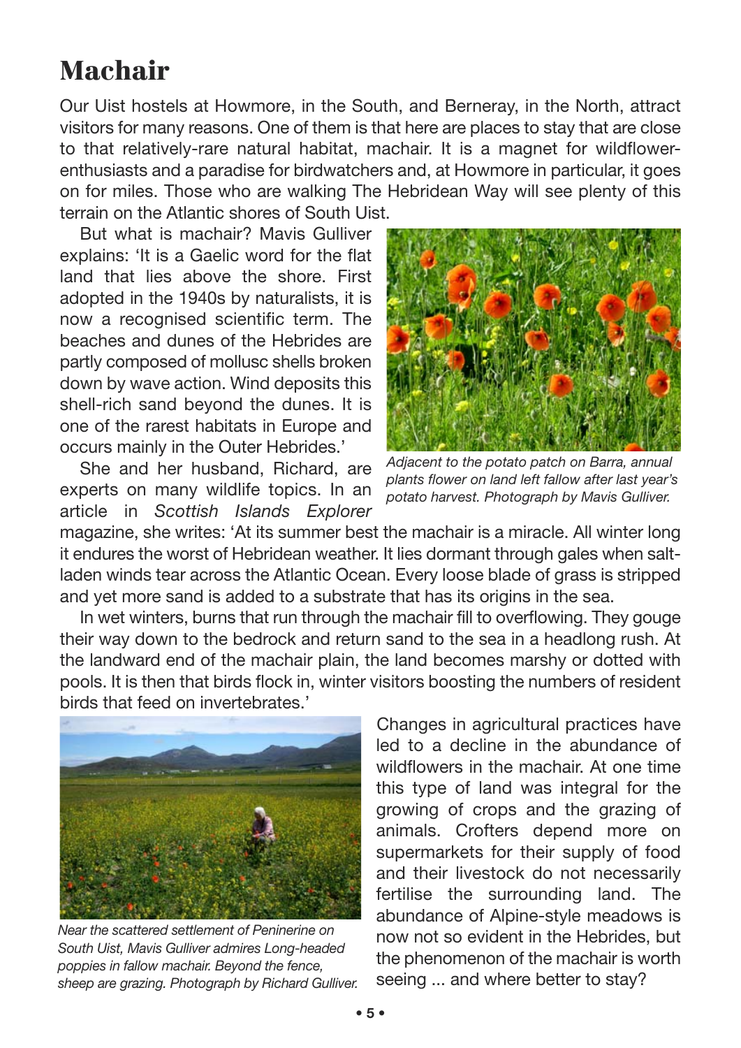# Machair

Our Uist hostels at Howmore, in the South, and Berneray, in the North, attract visitors for many reasons. One of them is that here are places to stay that are close to that relatively-rare natural habitat, machair. It is a magnet for wildflower-enthusiasts and a paradise for birdwatchers and, at Howmore in particular, it goes on for miles. Those who are walking The Hebridean Way will see plenty of this terrain on the Atlantic shores of South Uist.

But what is machair? Mavis Gulliver explains: 'It is a Gaelic word for the flat land that lies above the shore. First adopted in the 1940s by naturalists, it is now a recognised scientific term. The beaches and dunes of the Hebrides are partly composed of mollusc shells broken down by wave action. Wind deposits this shell-rich sand beyond the dunes. It is one of the rarest habitats in Europe and occurs mainly in the Outer Hebrides.'

*Adjacent to the potato patch on Barra, annual plants flower on land left fallow after last year's potato harvest. Photograph by Mavis Gulliver.*

She and her husband, Richard, are experts on many wildlife topics. In an article in *Scottish Islands Explorer* magazine, she writes: 'At its summer best the machair is a miracle. All winter long it endures the worst of Hebridean weather. It lies dormant through gales when salt-laden winds tear across the Atlantic Ocean. Every loose blade of grass is stripped and yet more sand is added to a substrate that has its origins in the sea.

In wet winters, burns that run through the machair fill to overflowing. They gouge their way down to the bedrock and return sand to the sea in a headlong rush. At the landward end of the machair plain, the land becomes marshy or dotted with pools. It is then that birds flock in, winter visitors boosting the numbers of resident birds that feed on invertebrates.'

*Near the scattered settlement of Peninerine on South Uist, Mavis Gulliver admires Long-headed poppies in fallow machair. Beyond the fence, sheep are grazing. Photograph by Richard Gulliver.*

Changes in agricultural practices have led to a decline in the abundance of wildflowers in the machair. At one time this type of land was integral for the growing of crops and the grazing of animals. Crofters depend more on supermarkets for their supply of food and their livestock do not necessarily fertilise the surrounding land. The abundance of Alpine-style meadows is now not so evident in the Hebrides, but the phenomenon of the machair is worth seeing ... and where better to stay?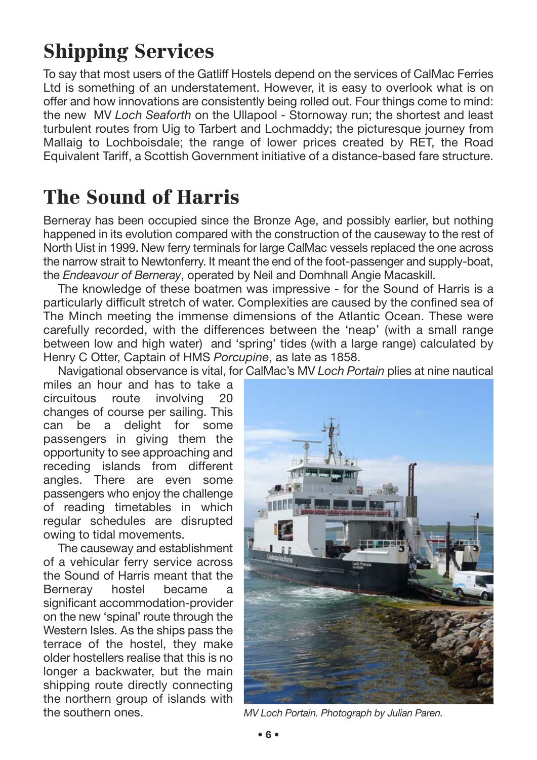# Shipping Services

To say that most users of the Gatliff Hostels depend on the services of CalMac Ferries Ltd is something of an understatement. However, it is easy to overlook what is on offer and how innovations are consistently being rolled out. Four things come to mind: the new MV *Loch Seaforth* on the Ullapool - Stornoway run; the shortest and least turbulent routes from Uig to Tarbert and Lochmaddy; the picturesque journey from Mallaig to Lochboisdale; the range of lower prices created by RET, the Road Equivalent Tariff, a Scottish Government initiative of a distance-based fare structure.

# The Sound of Harris

Berneray has been occupied since the Bronze Age, and possibly earlier, but nothing happened in its evolution compared with the construction of the causeway to the rest of North Uist in 1999. New ferry terminals for large CalMac vessels replaced the one across the narrow strait to Newtonferry. It meant the end of the foot-passenger and supply-boat, the *Endeavour of Berneray*, operated by Neil and Domhnall Angie Macaskill.

The knowledge of these boatmen was impressive - for the Sound of Harris is a particularly difficult stretch of water. Complexities are caused by the confined sea of The Minch meeting the immense dimensions of the Atlantic Ocean. These were carefully recorded, with the differences between the 'neap' (with a small range between low and high water) and 'spring' tides (with a large range) calculated by Henry C Otter, Captain of HMS *Porcupine*, as late as 1858.

Navigational observance is vital, for CalMac's MV *Loch Portain* plies at nine nautical miles an hour and has to take a circuitous route involving 20 changes of course per sailing. This can be a delight for some passengers in giving them the opportunity to see approaching and receding islands from different angles. There are even some passengers who enjoy the challenge of reading timetables in which regular schedules are disrupted owing to tidal movements.

The causeway and establishment of a vehicular ferry service across the Sound of Harris meant that the Berneray hostel became a significant accommodation-provider on the new 'spinal' route through the Western Isles. As the ships pass the terrace of the hostel, they make older hostellers realise that this is no longer a backwater, but the main shipping route directly connecting the northern group of islands with the southern ones.

*MV Loch Portain. Photograph by Julian Paren.*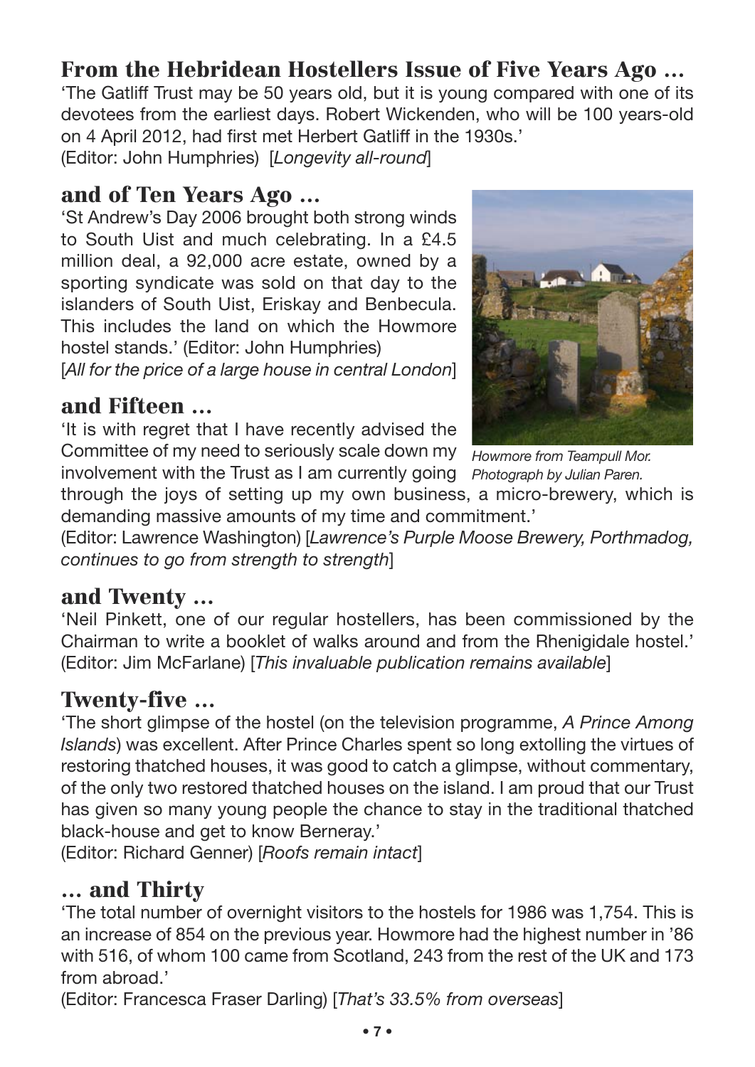## From the Hebridean Hostellers Issue of Five Years Ago ...

'The Gatliff Trust may be 50 years old, but it is young compared with one of its devotees from the earliest days. Robert Wickenden, who will be 100 years-old on 4 April 2012, had first met Herbert Gatliff in the 1930s.'
(Editor: John Humphries) [*Longevity all-round*]

## and of Ten Years Ago ...

'St Andrew's Day 2006 brought both strong winds to South Uist and much celebrating. In a £4.5 million deal, a 92,000 acre estate, owned by a sporting syndicate was sold on that day to the islanders of South Uist, Eriskay and Benbecula. This includes the land on which the Howmore hostel stands.' (Editor: John Humphries)
[*All for the price of a large house in central London*]

*Howmore from Teampull Mor. Photograph by Julian Paren.*

## and Fifteen ...

'It is with regret that I have recently advised the Committee of my need to seriously scale down my involvement with the Trust as I am currently going through the joys of setting up my own business, a micro-brewery, which is demanding massive amounts of my time and commitment.'
(Editor: Lawrence Washington) [*Lawrence's Purple Moose Brewery, Porthmadog, continues to go from strength to strength*]

## and Twenty ...

'Neil Pinkett, one of our regular hostellers, has been commissioned by the Chairman to write a booklet of walks around and from the Rhenigidale hostel.'
(Editor: Jim McFarlane) [*This invaluable publication remains available*]

## Twenty-five ...

'The short glimpse of the hostel (on the television programme, *A Prince Among Islands*) was excellent. After Prince Charles spent so long extolling the virtues of restoring thatched houses, it was good to catch a glimpse, without commentary, of the only two restored thatched houses on the island. I am proud that our Trust has given so many young people the chance to stay in the traditional thatched black-house and get to know Berneray.'
(Editor: Richard Genner) [*Roofs remain intact*]

## ... and Thirty

'The total number of overnight visitors to the hostels for 1986 was 1,754. This is an increase of 854 on the previous year. Howmore had the highest number in '86 with 516, of whom 100 came from Scotland, 243 from the rest of the UK and 173 from abroad.'
(Editor: Francesca Fraser Darling) [*That's 33.5% from overseas*]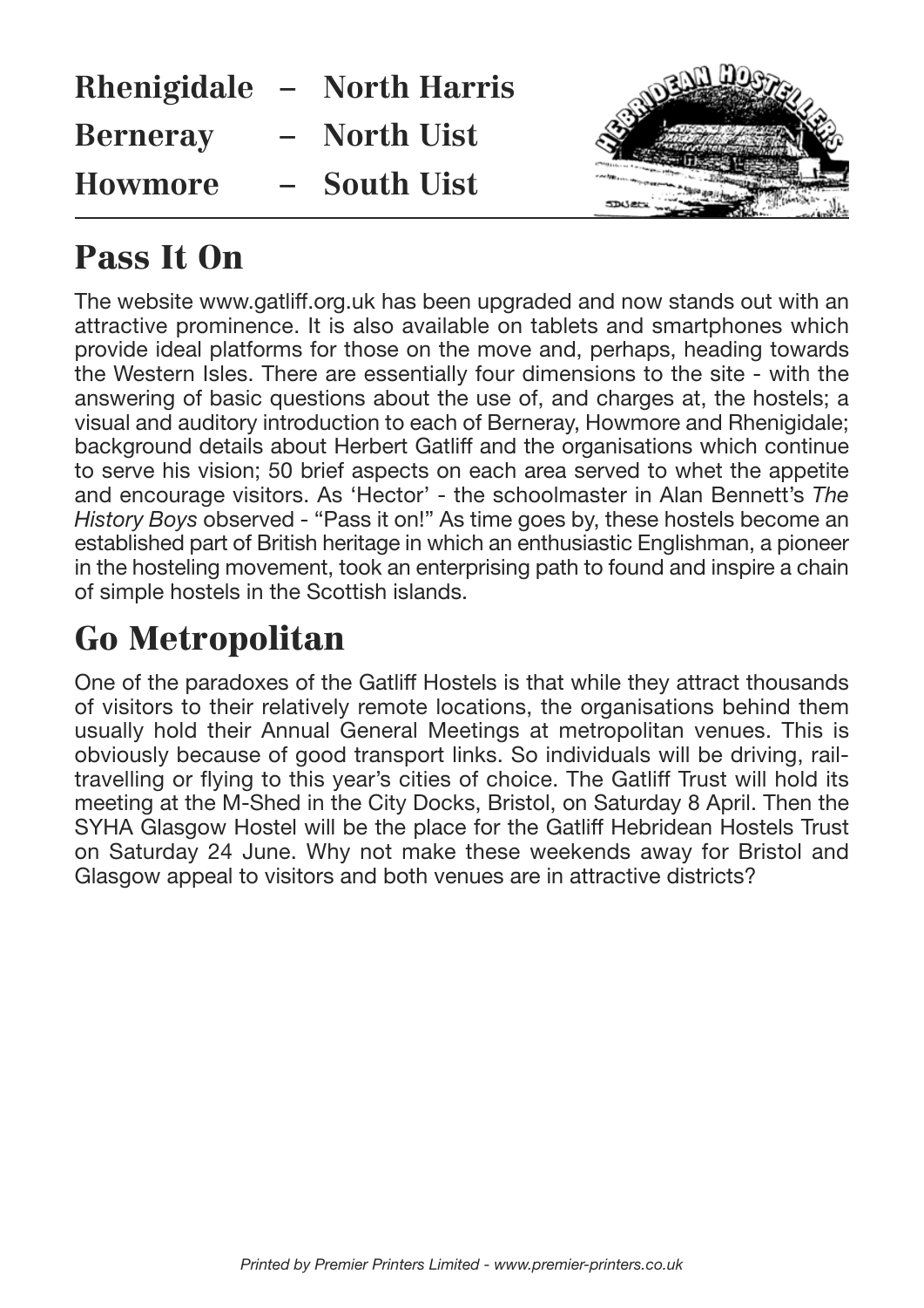**Rhenigidale – North Harris**
**Berneray – North Uist**
**Howmore – South Uist**

## Pass It On

The website www.gatliff.org.uk has been upgraded and now stands out with an attractive prominence. It is also available on tablets and smartphones which provide ideal platforms for those on the move and, perhaps, heading towards the Western Isles. There are essentially four dimensions to the site - with the answering of basic questions about the use of, and charges at, the hostels; a visual and auditory introduction to each of Berneray, Howmore and Rhenigidale; background details about Herbert Gatliff and the organisations which continue to serve his vision; 50 brief aspects on each area served to whet the appetite and encourage visitors. As 'Hector' - the schoolmaster in Alan Bennett's *The History Boys* observed - "Pass it on!" As time goes by, these hostels become an established part of British heritage in which an enthusiastic Englishman, a pioneer in the hosteling movement, took an enterprising path to found and inspire a chain of simple hostels in the Scottish islands.

## Go Metropolitan

One of the paradoxes of the Gatliff Hostels is that while they attract thousands of visitors to their relatively remote locations, the organisations behind them usually hold their Annual General Meetings at metropolitan venues. This is obviously because of good transport links. So individuals will be driving, rail-travelling or flying to this year's cities of choice. The Gatliff Trust will hold its meeting at the M-Shed in the City Docks, Bristol, on Saturday 8 April. Then the SYHA Glasgow Hostel will be the place for the Gatliff Hebridean Hostels Trust on Saturday 24 June. Why not make these weekends away for Bristol and Glasgow appeal to visitors and both venues are in attractive districts?

*Printed by Premier Printers Limited - www.premier-printers.co.uk*